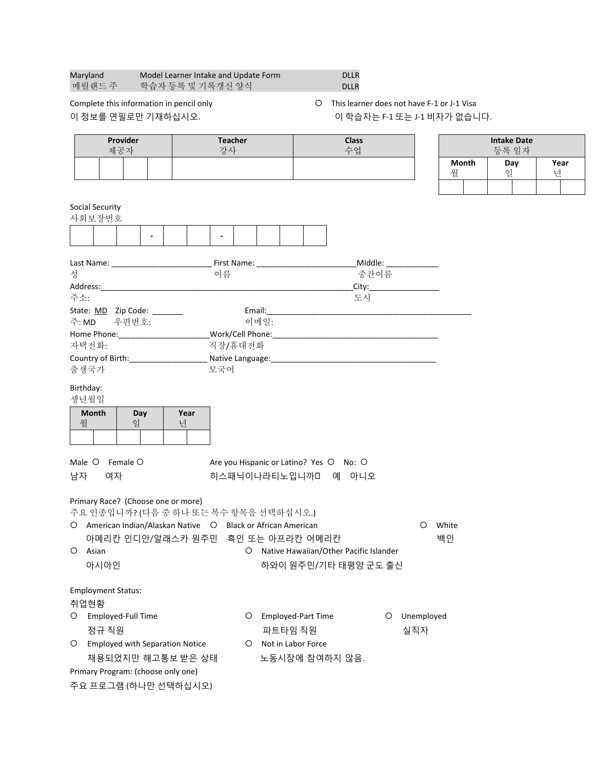| Maryland | Model Learner Intake and Update Form | DLLR |
|---|---|---|
| 메릴랜드 주 | 학습자 등록 및 기록갱신 양식 | DLLR |

Complete this information in pencil only
이 정보를 연필로만 기재하십시오.

○ This learner does not have F-1 or J-1 Visa
이 학습자는 F-1 또는 J-1 비자가 없습니다.

| Provider 제공자 | | | | Teacher 강사 | Class 수업 |
|---|---|---|---|---|---|
| | | | | | |

| Intake Date 등록 일자 | | | | | |
|---|---|---|---|---|---|
| Month 월 | | Day 일 | | Year 년 | |
| | | | | | |

Social Security
사회보장번호

| | | | - | | | - | | | | |
|---|---|---|---|---|---|---|---|---|---|---|

Last Name: ______________________ First Name: ______________________Middle: ____________
성 이름 중간이름

Address:___________________________________________________________City:________________
주소: 도시

State: MD Zip Code: _______ Email:________________________________________________
주: MD 우편번호: 이메일:

Home Phone:_____________________Work/Cell Phone:______________________________________
자택전화: 직장/휴대전화

Country of Birth:_________________ Native Language:______________________________________
출생국가 모국어

Birthday:
생년월일

| Month 월 | | Day 일 | | Year 년 | |
|---|---|---|---|---|---|
| | | | | | |

Male ○ Female ○
남자 여자

Are you Hispanic or Latino? Yes ○ No: ○
히스패닉이나라티노입니까? 예 아니오

Primary Race? (Choose one or more)
주요 인종입니까? (다음 중 하나 또는 복수 항목을 선택하십시오.)

○ American Indian/Alaskan Native 아메리칸 인디안/알래스카 원주민
○ Black or African American 흑인 또는 아프라칸 어메리칸
○ White 백인
○ Asian 아시아인
○ Native Hawaiian/Other Pacific Islander 하와이 원주민/기타 태평양 군도 출신

Employment Status:
취업현황

○ Employed-Full Time 정규 직원
○ Employed-Part Time 파트타임 직원
○ Unemployed 실직자
○ Employed with Separation Notice 채용되었지만 해고통보 받은 상태
○ Not in Labor Force 노동시장에 참여하지 않음.

Primary Program: (choose only one)
주요 프로그램 (하나만 선택하십시오)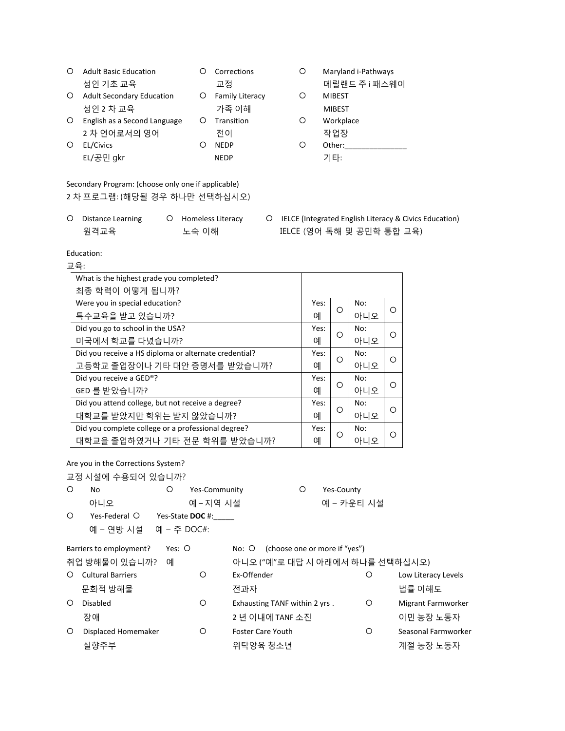| | | |
|---|---|---|
| ○ Adult Basic Education<br>성인 기초 교육 | ○ Corrections<br>교정 | ○ Maryland i-Pathways<br>메릴랜드 주 i 패스웨이 |
| ○ Adult Secondary Education<br>성인 2 차 교육 | ○ Family Literacy<br>가족 이해 | ○ MIBEST<br>MIBEST |
| ○ English as a Second Language<br>2 차 언어로서의 영어 | ○ Transition<br>전이 | ○ Workplace<br>작업장 |
| ○ EL/Civics<br>EL/공민 gkr | ○ NEDP<br>NEDP | ○ Other:_______________<br>기타: |

Secondary Program: (choose only one if applicable)
2 차 프로그램: (해당될 경우 하나만 선택하십시오)

○ Distance Learning 원격교육 ○ Homeless Literacy 노숙 이해 ○ IELCE (Integrated English Literacy & Civics Education) IELCE (영어 독해 및 공민학 통합 교육)

Education:
교육:

| | | | | |
|---|---|---|---|---|
| What is the highest grade you completed?<br>최종 학력이 어떻게 됩니까? | | | | |
| Were you in special education?<br>특수교육을 받고 있습니까? | Yes:<br>예 | ○ | No:<br>아니오 | ○ |
| Did you go to school in the USA?<br>미국에서 학교를 다녔습니까? | Yes:<br>예 | ○ | No:<br>아니오 | ○ |
| Did you receive a HS diploma or alternate credential?<br>고등학교 졸업장이나 기타 대안 증명서를 받았습니까? | Yes:<br>예 | ○ | No:<br>아니오 | ○ |
| Did you receive a GED®?<br>GED 를 받았습니까? | Yes:<br>예 | ○ | No:<br>아니오 | ○ |
| Did you attend college, but not receive a degree?<br>대학교를 받았지만 학위는 받지 않았습니까? | Yes:<br>예 | ○ | No:<br>아니오 | ○ |
| Did you complete college or a professional degree?<br>대학교을 졸업하였거나 기타 전문 학위를 받았습니까? | Yes:<br>예 | ○ | No:<br>아니오 | ○ |

Are you in the Corrections System?
교정 시설에 수용되어 있습니까?

○ No 아니오 ○ Yes-Community 예 – 지역 시설 ○ Yes-County 예 – 카운티 시설
○ Yes-Federal 예 – 연방 시설 ○ Yes-State **DOC** #:_____ 예 – 주 DOC#:

Barriers to employment? 취업 방해물이 있습니까? Yes: ○ 예 No: ○ 아니오 (choose one or more if "yes") ("예"로 대답 시 아래에서 하나를 선택하십시오)

| | | |
|---|---|---|
| ○ Cultural Barriers<br>문화적 방해물 | ○ Ex-Offender<br>전과자 | ○ Low Literacy Levels<br>법률 이해도 |
| ○ Disabled<br>장애 | ○ Exhausting TANF within 2 yrs .<br>2 년 이내에 TANF 소진 | ○ Migrant Farmworker<br>이민 농장 노동자 |
| ○ Displaced Homemaker<br>실향주부 | ○ Foster Care Youth<br>위탁양육 청소년 | ○ Seasonal Farmworker<br>계절 농장 노동자 |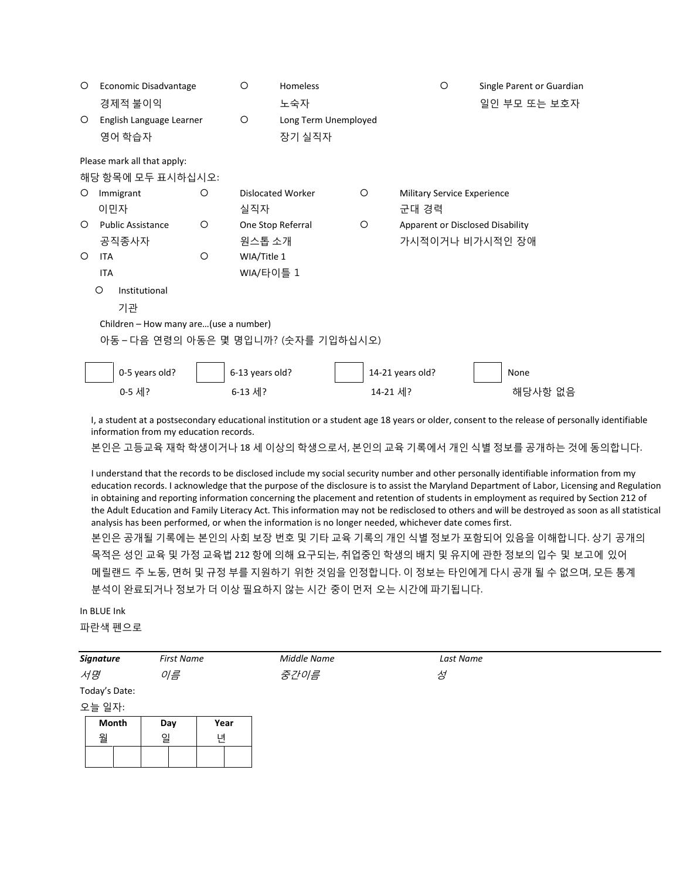- ○ Economic Disadvantage
  경제적 불이익
- ○ Homeless
  노숙자
- ○ Single Parent or Guardian
  일인 부모 또는 보호자
- ○ English Language Learner
  영어 학습자
- ○ Long Term Unemployed
  장기 실직자

Please mark all that apply:
해당 항목에 모두 표시하십시오:

- ○ Immigrant
  이민자
- ○ Dislocated Worker
  실직자
- ○ Military Service Experience
  군대 경력
- ○ Public Assistance
  공직종사자
- ○ One Stop Referral
  원스톱 소개
- ○ Apparent or Disclosed Disability
  가시적이거나 비가시적인 장애
- ○ ITA
  ITA
- ○ WIA/Title 1
  WIA/타이틀 1
- ○ Institutional
  기관

Children – How many are…(use a number)
아동 – 다음 연령의 아동은 몇 명입니까? (숫자를 기입하십시오)

| | | | |
|---|---|---|---|
| ☐ 0-5 years old? 0-5 세? | ☐ 6-13 years old? 6-13 세? | ☐ 14-21 years old? 14-21 세? | ☐ None 해당사항 없음 |

I, a student at a postsecondary educational institution or a student age 18 years or older, consent to the release of personally identifiable information from my education records.
본인은 고등교육 재학 학생이거나 18 세 이상의 학생으로서, 본인의 교육 기록에서 개인 식별 정보를 공개하는 것에 동의합니다.

I understand that the records to be disclosed include my social security number and other personally identifiable information from my education records. I acknowledge that the purpose of the disclosure is to assist the Maryland Department of Labor, Licensing and Regulation in obtaining and reporting information concerning the placement and retention of students in employment as required by Section 212 of the Adult Education and Family Literacy Act. This information may not be redisclosed to others and will be destroyed as soon as all statistical analysis has been performed, or when the information is no longer needed, whichever date comes first.
본인은 공개될 기록에는 본인의 사회 보장 번호 및 기타 교육 기록의 개인 식별 정보가 포함되어 있음을 이해합니다. 상기 공개의 목적은 성인 교육 및 가정 교육법 212 항에 의해 요구되는, 취업중인 학생의 배치 및 유지에 관한 정보의 입수 및 보고에 있어 메릴랜드 주 노동, 면허 및 규정 부를 지원하기 위한 것임을 인정합니다. 이 정보는 타인에게 다시 공개 될 수 없으며, 모든 통계 분석이 완료되거나 정보가 더 이상 필요하지 않는 시간 중이 먼저 오는 시간에 파기됩니다.

In BLUE Ink
파란색 펜으로

| ***Signature*** *서명* | *First Name* *이름* | *Middle Name* *중간이름* | *Last Name* *성* |
|---|---|---|---|

Today's Date:
오늘 일자:

| Month 월 | | Day 일 | | Year 년 | |
|---|---|---|---|---|---|
| | | | | | |